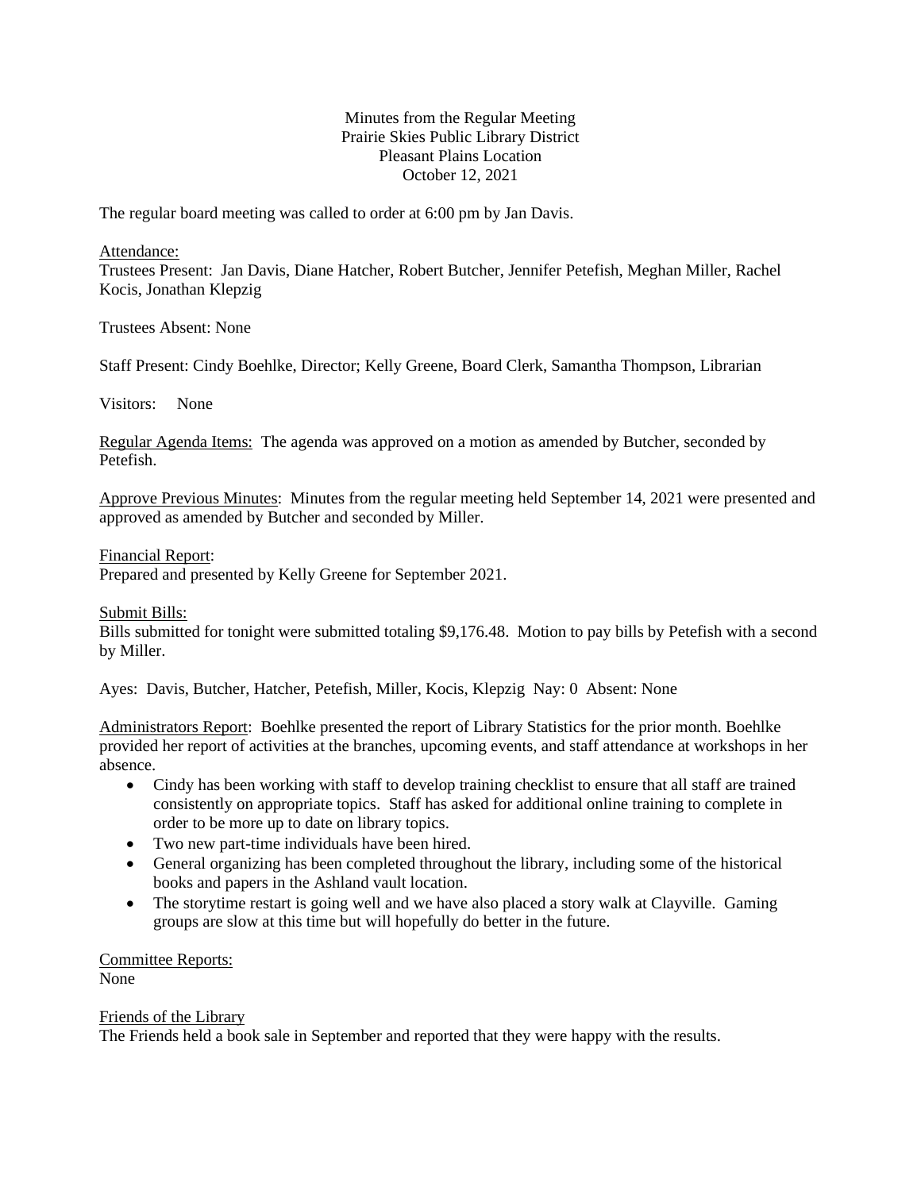Minutes from the Regular Meeting
Prairie Skies Public Library District
Pleasant Plains Location
October 12, 2021

The regular board meeting was called to order at 6:00 pm by Jan Davis.

Attendance:
Trustees Present: Jan Davis, Diane Hatcher, Robert Butcher, Jennifer Petefish, Meghan Miller, Rachel Kocis, Jonathan Klepzig

Trustees Absent: None

Staff Present: Cindy Boehlke, Director; Kelly Greene, Board Clerk, Samantha Thompson, Librarian

Visitors: None

Regular Agenda Items: The agenda was approved on a motion as amended by Butcher, seconded by Petefish.

Approve Previous Minutes: Minutes from the regular meeting held September 14, 2021 were presented and approved as amended by Butcher and seconded by Miller.

Financial Report:
Prepared and presented by Kelly Greene for September 2021.

Submit Bills:
Bills submitted for tonight were submitted totaling $9,176.48. Motion to pay bills by Petefish with a second by Miller.

Ayes: Davis, Butcher, Hatcher, Petefish, Miller, Kocis, Klepzig Nay: 0 Absent: None

Administrators Report: Boehlke presented the report of Library Statistics for the prior month. Boehlke provided her report of activities at the branches, upcoming events, and staff attendance at workshops in her absence.

- Cindy has been working with staff to develop training checklist to ensure that all staff are trained consistently on appropriate topics. Staff has asked for additional online training to complete in order to be more up to date on library topics.
- Two new part-time individuals have been hired.
- General organizing has been completed throughout the library, including some of the historical books and papers in the Ashland vault location.
- The storytime restart is going well and we have also placed a story walk at Clayville. Gaming groups are slow at this time but will hopefully do better in the future.

Committee Reports:
None

Friends of the Library
The Friends held a book sale in September and reported that they were happy with the results.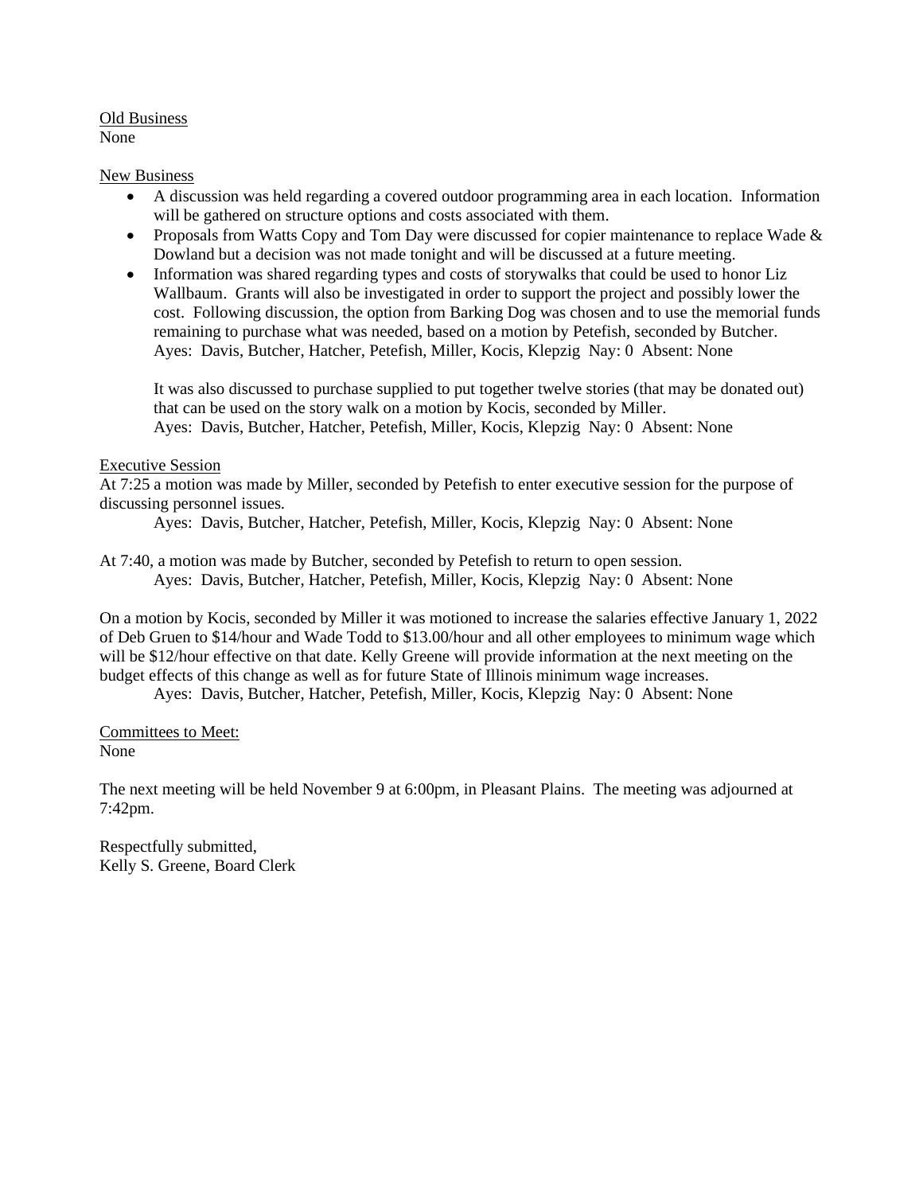Old Business
None

New Business

- A discussion was held regarding a covered outdoor programming area in each location. Information will be gathered on structure options and costs associated with them.
- Proposals from Watts Copy and Tom Day were discussed for copier maintenance to replace Wade & Dowland but a decision was not made tonight and will be discussed at a future meeting.
- Information was shared regarding types and costs of storywalks that could be used to honor Liz Wallbaum. Grants will also be investigated in order to support the project and possibly lower the cost. Following discussion, the option from Barking Dog was chosen and to use the memorial funds remaining to purchase what was needed, based on a motion by Petefish, seconded by Butcher.
  Ayes: Davis, Butcher, Hatcher, Petefish, Miller, Kocis, Klepzig Nay: 0 Absent: None

  It was also discussed to purchase supplied to put together twelve stories (that may be donated out) that can be used on the story walk on a motion by Kocis, seconded by Miller.
  Ayes: Davis, Butcher, Hatcher, Petefish, Miller, Kocis, Klepzig Nay: 0 Absent: None

Executive Session
At 7:25 a motion was made by Miller, seconded by Petefish to enter executive session for the purpose of discussing personnel issues.
Ayes: Davis, Butcher, Hatcher, Petefish, Miller, Kocis, Klepzig Nay: 0 Absent: None

At 7:40, a motion was made by Butcher, seconded by Petefish to return to open session.
Ayes: Davis, Butcher, Hatcher, Petefish, Miller, Kocis, Klepzig Nay: 0 Absent: None

On a motion by Kocis, seconded by Miller it was motioned to increase the salaries effective January 1, 2022 of Deb Gruen to $14/hour and Wade Todd to $13.00/hour and all other employees to minimum wage which will be $12/hour effective on that date. Kelly Greene will provide information at the next meeting on the budget effects of this change as well as for future State of Illinois minimum wage increases.
Ayes: Davis, Butcher, Hatcher, Petefish, Miller, Kocis, Klepzig Nay: 0 Absent: None

Committees to Meet:
None

The next meeting will be held November 9 at 6:00pm, in Pleasant Plains. The meeting was adjourned at 7:42pm.

Respectfully submitted,
Kelly S. Greene, Board Clerk